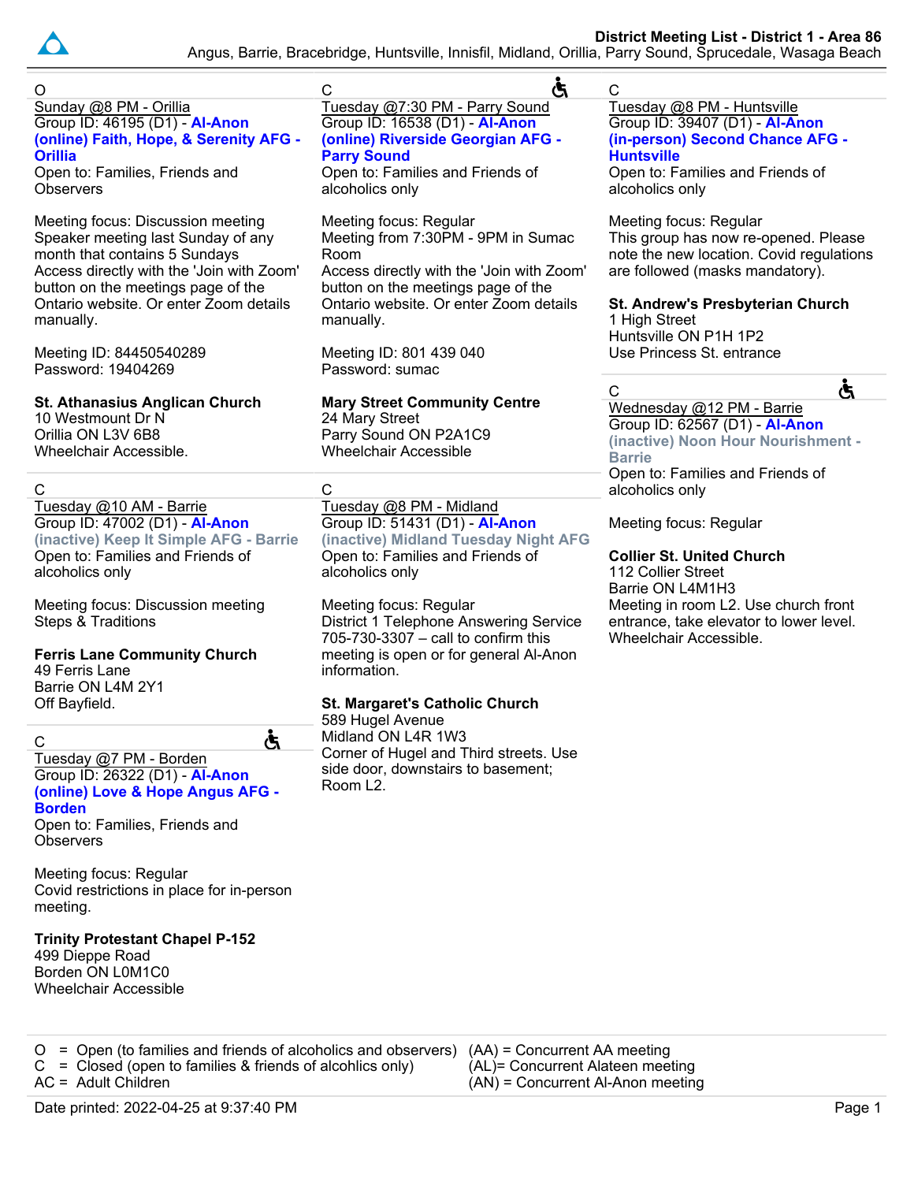**District Meeting List - District 1 - Area 86**
Angus, Barrie, Bracebridge, Huntsville, Innisfil, Midland, Orillia, Parry Sound, Sprucedale, Wasaga Beach

---

O
Sunday @8 PM - Orillia
Group ID: 46195 (D1) - **Al-Anon**
**(online) Faith, Hope, & Serenity AFG - Orillia**
Open to: Families, Friends and Observers

Meeting focus: Discussion meeting
Speaker meeting last Sunday of any month that contains 5 Sundays
Access directly with the 'Join with Zoom' button on the meetings page of the Ontario website. Or enter Zoom details manually.

Meeting ID: 84450540289
Password: 19404269

**St. Athanasius Anglican Church**
10 Westmount Dr N
Orillia ON L3V 6B8
Wheelchair Accessible.

---

C
Tuesday @10 AM - Barrie
Group ID: 47002 (D1) - **Al-Anon**
**(inactive) Keep It Simple AFG - Barrie**
Open to: Families and Friends of alcoholics only

Meeting focus: Discussion meeting
Steps & Traditions

**Ferris Lane Community Church**
49 Ferris Lane
Barrie ON L4M 2Y1
Off Bayfield.

---

C ♿
Tuesday @7 PM - Borden
Group ID: 26322 (D1) - **Al-Anon**
**(online) Love & Hope Angus AFG - Borden**
Open to: Families, Friends and Observers

Meeting focus: Regular
Covid restrictions in place for in-person meeting.

**Trinity Protestant Chapel P-152**
499 Dieppe Road
Borden ON L0M1C0
Wheelchair Accessible

---

C ♿
Tuesday @7:30 PM - Parry Sound
Group ID: 16538 (D1) - **Al-Anon**
**(online) Riverside Georgian AFG - Parry Sound**
Open to: Families and Friends of alcoholics only

Meeting focus: Regular
Meeting from 7:30PM - 9PM in Sumac Room
Access directly with the 'Join with Zoom' button on the meetings page of the Ontario website. Or enter Zoom details manually.

Meeting ID: 801 439 040
Password: sumac

**Mary Street Community Centre**
24 Mary Street
Parry Sound ON P2A1C9
Wheelchair Accessible

---

C
Tuesday @8 PM - Midland
Group ID: 51431 (D1) - **Al-Anon**
**(inactive) Midland Tuesday Night AFG**
Open to: Families and Friends of alcoholics only

Meeting focus: Regular
District 1 Telephone Answering Service 705-730-3307 – call to confirm this meeting is open or for general Al-Anon information.

**St. Margaret's Catholic Church**
589 Hugel Avenue
Midland ON L4R 1W3
Corner of Hugel and Third streets. Use side door, downstairs to basement; Room L2.

---

C
Tuesday @8 PM - Huntsville
Group ID: 39407 (D1) - **Al-Anon**
**(in-person) Second Chance AFG - Huntsville**
Open to: Families and Friends of alcoholics only

Meeting focus: Regular
This group has now re-opened. Please note the new location. Covid regulations are followed (masks mandatory).

**St. Andrew's Presbyterian Church**
1 High Street
Huntsville ON P1H 1P2
Use Princess St. entrance

---

C ♿
Wednesday @12 PM - Barrie
Group ID: 62567 (D1) - **Al-Anon**
**(inactive) Noon Hour Nourishment - Barrie**
Open to: Families and Friends of alcoholics only

Meeting focus: Regular

**Collier St. United Church**
112 Collier Street
Barrie ON L4M1H3
Meeting in room L2. Use church front entrance, take elevator to lower level. Wheelchair Accessible.

---

O = Open (to families and friends of alcoholics and observers)
C = Closed (open to families & friends of alcohlics only)
AC = Adult Children

(AA) = Concurrent AA meeting
(AL)= Concurrent Alateen meeting
(AN) = Concurrent Al-Anon meeting

Date printed: 2022-04-25 at 9:37:40 PM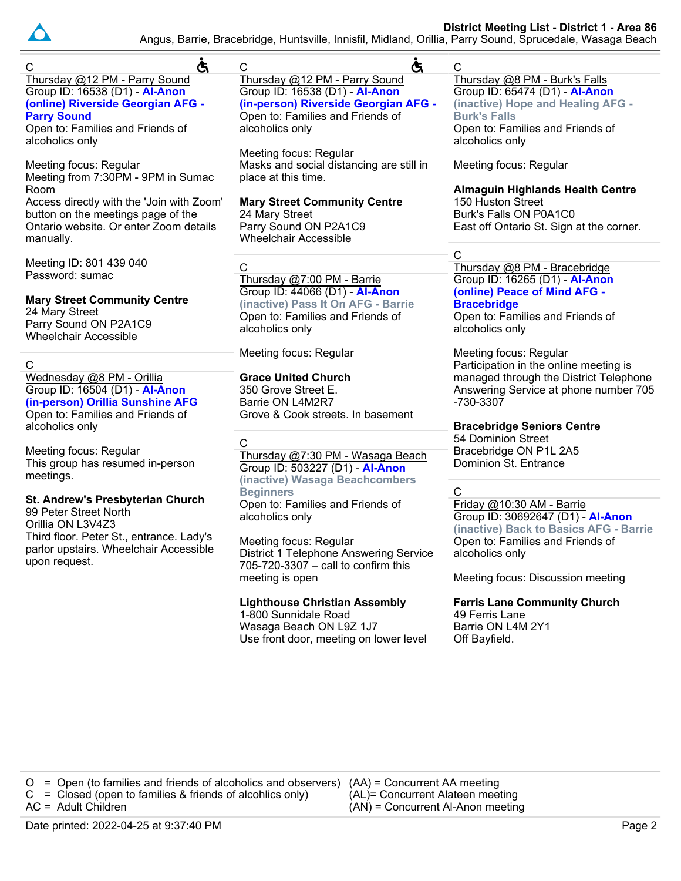C ♿

Thursday @12 PM - Parry Sound
Group ID: 16538 (D1) - **Al-Anon (online) Riverside Georgian AFG - Parry Sound**
Open to: Families and Friends of alcoholics only

Meeting focus: Regular
Meeting from 7:30PM - 9PM in Sumac Room
Access directly with the 'Join with Zoom' button on the meetings page of the Ontario website. Or enter Zoom details manually.

Meeting ID: 801 439 040
Password: sumac

**Mary Street Community Centre**
24 Mary Street
Parry Sound ON P2A1C9
Wheelchair Accessible

---

C

Wednesday @8 PM - Orillia
Group ID: 16504 (D1) - **Al-Anon (in-person) Orillia Sunshine AFG**
Open to: Families and Friends of alcoholics only

Meeting focus: Regular
This group has resumed in-person meetings.

**St. Andrew's Presbyterian Church**
99 Peter Street North
Orillia ON L3V4Z3
Third floor. Peter St., entrance. Lady's parlor upstairs. Wheelchair Accessible upon request.

---

C ♿

Thursday @12 PM - Parry Sound
Group ID: 16538 (D1) - **Al-Anon (in-person) Riverside Georgian AFG -**
Open to: Families and Friends of alcoholics only

Meeting focus: Regular
Masks and social distancing are still in place at this time.

**Mary Street Community Centre**
24 Mary Street
Parry Sound ON P2A1C9
Wheelchair Accessible

---

C

Thursday @7:00 PM - Barrie
Group ID: 44066 (D1) - **Al-Anon (inactive) Pass It On AFG - Barrie**
Open to: Families and Friends of alcoholics only

Meeting focus: Regular

**Grace United Church**
350 Grove Street E.
Barrie ON L4M2R7
Grove & Cook streets. In basement

---

C

Thursday @7:30 PM - Wasaga Beach
Group ID: 503227 (D1) - **Al-Anon (inactive) Wasaga Beachcombers Beginners**
Open to: Families and Friends of alcoholics only

Meeting focus: Regular
District 1 Telephone Answering Service 705-720-3307 – call to confirm this meeting is open

**Lighthouse Christian Assembly**
1-800 Sunnidale Road
Wasaga Beach ON L9Z 1J7
Use front door, meeting on lower level

---

C

Thursday @8 PM - Burk's Falls
Group ID: 65474 (D1) - **Al-Anon (inactive) Hope and Healing AFG - Burk's Falls**
Open to: Families and Friends of alcoholics only

Meeting focus: Regular

**Almaguin Highlands Health Centre**
150 Huston Street
Burk's Falls ON P0A1C0
East off Ontario St. Sign at the corner.

---

C

Thursday @8 PM - Bracebridge
Group ID: 16265 (D1) - **Al-Anon (online) Peace of Mind AFG - Bracebridge**
Open to: Families and Friends of alcoholics only

Meeting focus: Regular
Participation in the online meeting is managed through the District Telephone Answering Service at phone number 705 -730-3307

**Bracebridge Seniors Centre**
54 Dominion Street
Bracebridge ON P1L 2A5
Dominion St. Entrance

---

C

Friday @10:30 AM - Barrie
Group ID: 30692647 (D1) - **Al-Anon (inactive) Back to Basics AFG - Barrie**
Open to: Families and Friends of alcoholics only

Meeting focus: Discussion meeting

**Ferris Lane Community Church**
49 Ferris Lane
Barrie ON L4M 2Y1
Off Bayfield.

---

O = Open (to families and friends of alcoholics and observers)
C = Closed (open to families & friends of alcholics only)
AC = Adult Children

(AA) = Concurrent AA meeting
(AL)= Concurrent Alateen meeting
(AN) = Concurrent Al-Anon meeting

Date printed: 2022-04-25 at 9:37:40 PM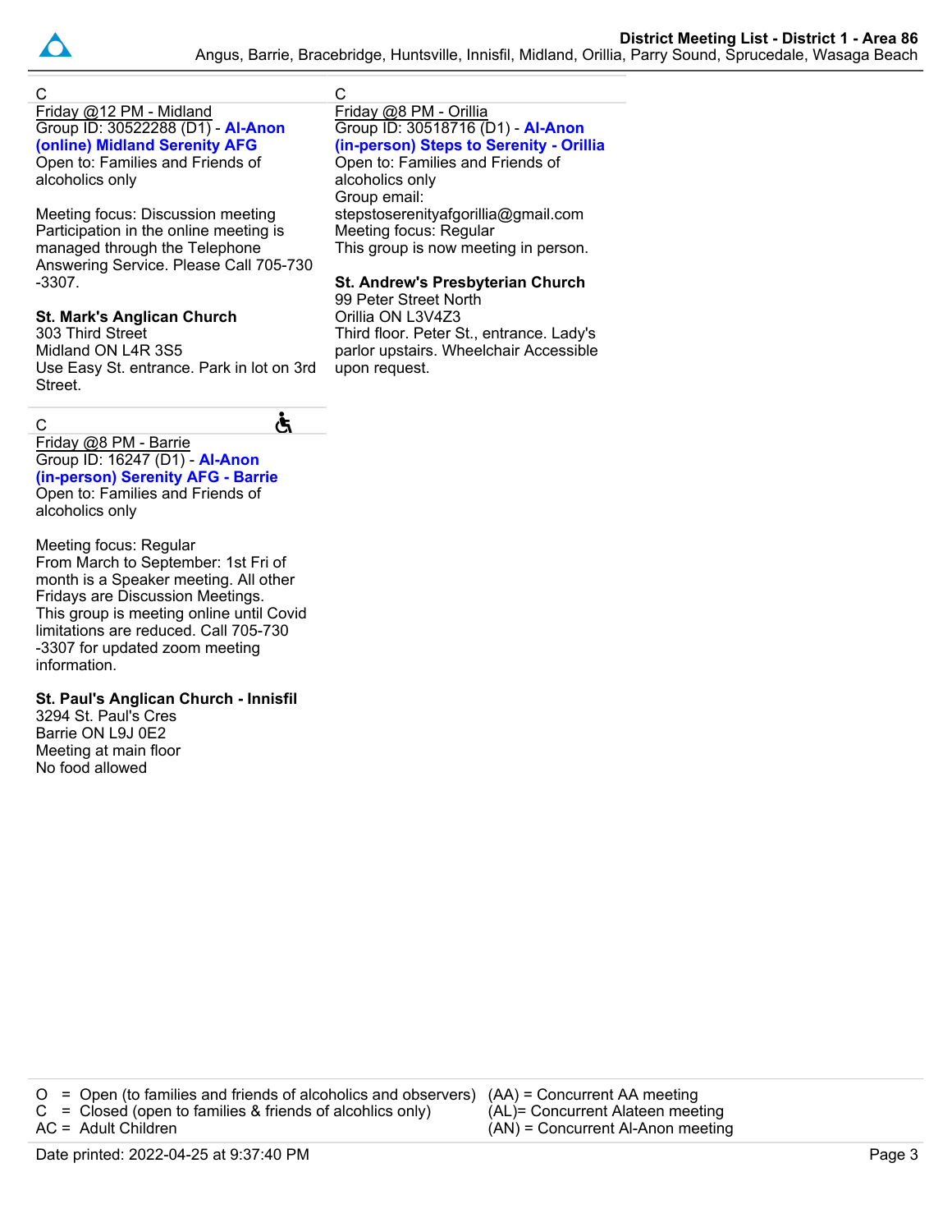C

Friday @12 PM - Midland
Group ID: 30522288 (D1) - **Al-Anon (online) Midland Serenity AFG**
Open to: Families and Friends of alcoholics only

Meeting focus: Discussion meeting
Participation in the online meeting is managed through the Telephone Answering Service. Please Call 705-730-3307.

**St. Mark's Anglican Church**
303 Third Street
Midland ON L4R 3S5
Use Easy St. entrance. Park in lot on 3rd Street.

C

Friday @8 PM - Barrie
Group ID: 16247 (D1) - **Al-Anon (in-person) Serenity AFG - Barrie**
Open to: Families and Friends of alcoholics only

Meeting focus: Regular
From March to September: 1st Fri of month is a Speaker meeting. All other Fridays are Discussion Meetings.
This group is meeting online until Covid limitations are reduced. Call 705-730-3307 for updated zoom meeting information.

**St. Paul's Anglican Church - Innisfil**
3294 St. Paul's Cres
Barrie ON L9J 0E2
Meeting at main floor
No food allowed

C

Friday @8 PM - Orillia
Group ID: 30518716 (D1) - **Al-Anon (in-person) Steps to Serenity - Orillia**
Open to: Families and Friends of alcoholics only
Group email: stepstoserenityafgorillia@gmail.com
Meeting focus: Regular
This group is now meeting in person.

**St. Andrew's Presbyterian Church**
99 Peter Street North
Orillia ON L3V4Z3
Third floor. Peter St., entrance. Lady's parlor upstairs. Wheelchair Accessible upon request.

O = Open (to families and friends of alcoholics and observers)
C = Closed (open to families & friends of alcholics only)
AC = Adult Children
(AA) = Concurrent AA meeting
(AL)= Concurrent Alateen meeting
(AN) = Concurrent Al-Anon meeting

Date printed: 2022-04-25 at 9:37:40 PM